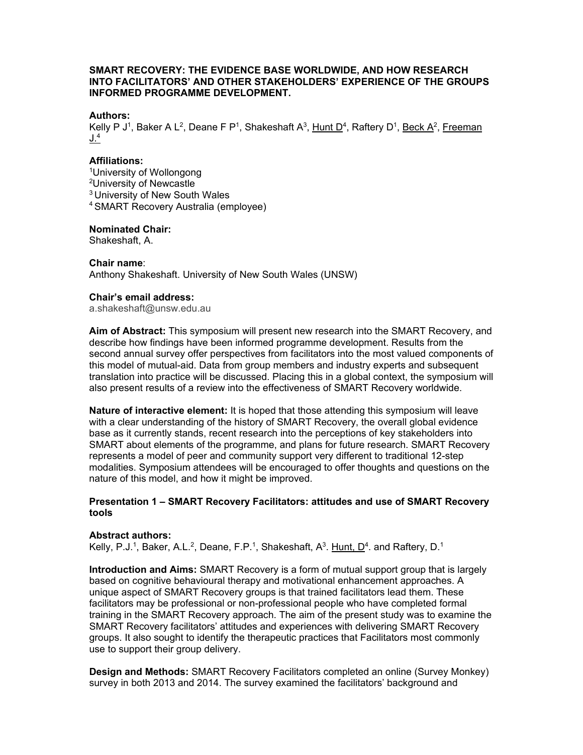**SMART RECOVERY: THE EVIDENCE BASE WORLDWIDE, AND HOW RESEARCH INTO FACILITATORS' AND OTHER STAKEHOLDERS' EXPERIENCE OF THE GROUPS INFORMED PROGRAMME DEVELOPMENT.**

**Authors:**
Kelly P J[1], Baker A L[2], Deane F P[1], Shakeshaft A[3], Hunt D[4], Raftery D[1], Beck A[2], Freeman J.[4]

**Affiliations:**
[1]University of Wollongong
[2]University of Newcastle
[3]University of New South Wales
[4]SMART Recovery Australia (employee)

**Nominated Chair:**
Shakeshaft, A.

**Chair name**:
Anthony Shakeshaft. University of New South Wales (UNSW)

**Chair's email address:**
a.shakeshaft@unsw.edu.au

**Aim of Abstract:** This symposium will present new research into the SMART Recovery, and describe how findings have been informed programme development. Results from the second annual survey offer perspectives from facilitators into the most valued components of this model of mutual-aid. Data from group members and industry experts and subsequent translation into practice will be discussed. Placing this in a global context, the symposium will also present results of a review into the effectiveness of SMART Recovery worldwide.

**Nature of interactive element:** It is hoped that those attending this symposium will leave with a clear understanding of the history of SMART Recovery, the overall global evidence base as it currently stands, recent research into the perceptions of key stakeholders into SMART about elements of the programme, and plans for future research. SMART Recovery represents a model of peer and community support very different to traditional 12-step modalities. Symposium attendees will be encouraged to offer thoughts and questions on the nature of this model, and how it might be improved.

**Presentation 1 – SMART Recovery Facilitators: attitudes and use of SMART Recovery tools**

**Abstract authors:**
Kelly, P.J.[1], Baker, A.L.[2], Deane, F.P.[1], Shakeshaft, A[3]. Hunt, D[4]. and Raftery, D.[1]

**Introduction and Aims:** SMART Recovery is a form of mutual support group that is largely based on cognitive behavioural therapy and motivational enhancement approaches. A unique aspect of SMART Recovery groups is that trained facilitators lead them. These facilitators may be professional or non-professional people who have completed formal training in the SMART Recovery approach. The aim of the present study was to examine the SMART Recovery facilitators' attitudes and experiences with delivering SMART Recovery groups. It also sought to identify the therapeutic practices that Facilitators most commonly use to support their group delivery.

**Design and Methods:** SMART Recovery Facilitators completed an online (Survey Monkey) survey in both 2013 and 2014. The survey examined the facilitators' background and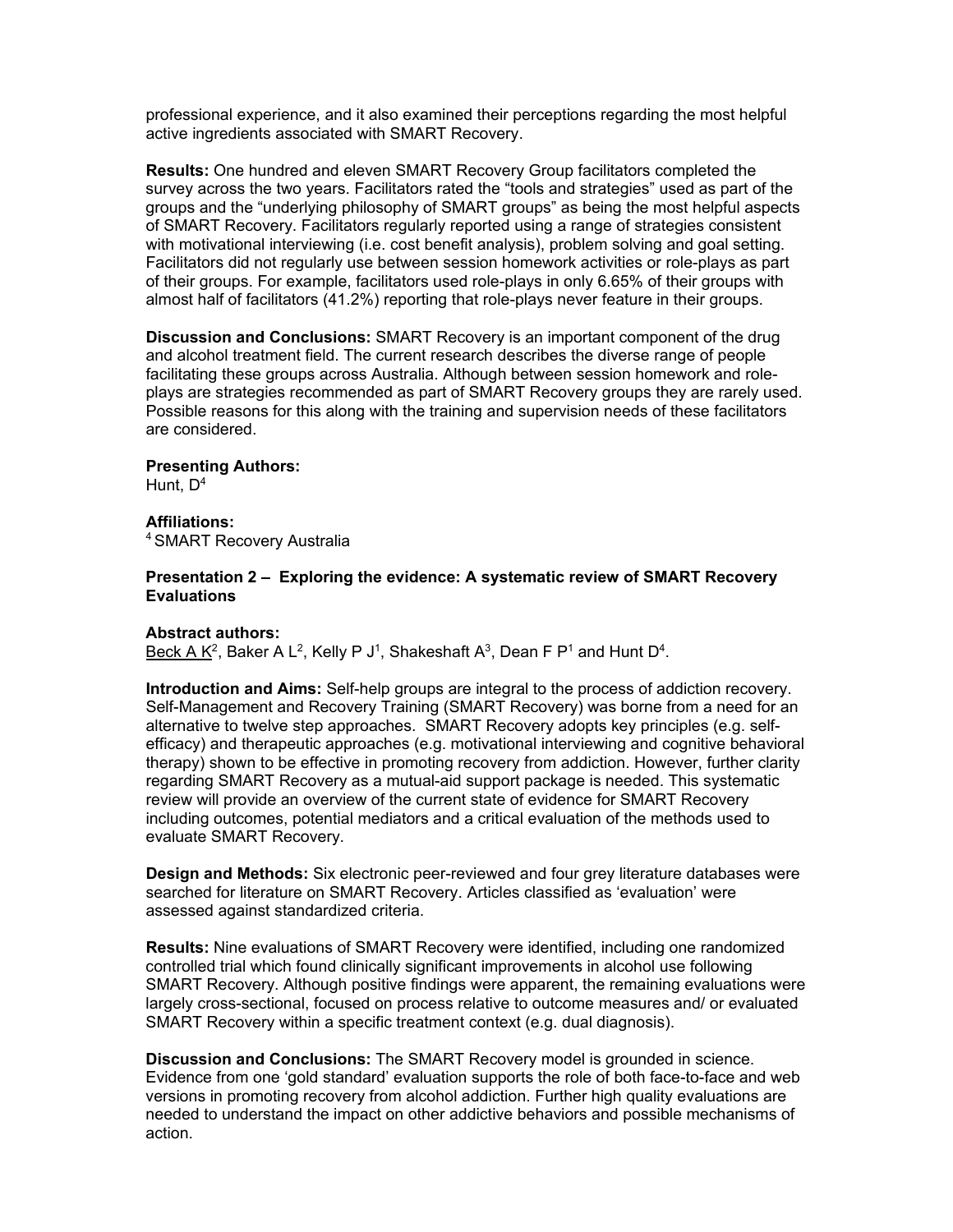professional experience, and it also examined their perceptions regarding the most helpful active ingredients associated with SMART Recovery.

**Results:** One hundred and eleven SMART Recovery Group facilitators completed the survey across the two years. Facilitators rated the "tools and strategies" used as part of the groups and the "underlying philosophy of SMART groups" as being the most helpful aspects of SMART Recovery. Facilitators regularly reported using a range of strategies consistent with motivational interviewing (i.e. cost benefit analysis), problem solving and goal setting. Facilitators did not regularly use between session homework activities or role-plays as part of their groups. For example, facilitators used role-plays in only 6.65% of their groups with almost half of facilitators (41.2%) reporting that role-plays never feature in their groups.

**Discussion and Conclusions:** SMART Recovery is an important component of the drug and alcohol treatment field. The current research describes the diverse range of people facilitating these groups across Australia. Although between session homework and role-plays are strategies recommended as part of SMART Recovery groups they are rarely used. Possible reasons for this along with the training and supervision needs of these facilitators are considered.

**Presenting Authors:**
Hunt, D[4]

**Affiliations:**
[4] SMART Recovery Australia

**Presentation 2 – Exploring the evidence: A systematic review of SMART Recovery Evaluations**

**Abstract authors:**
Beck A K[2], Baker A L[2], Kelly P J[1], Shakeshaft A[3], Dean F P[1] and Hunt D[4].

**Introduction and Aims:** Self-help groups are integral to the process of addiction recovery. Self-Management and Recovery Training (SMART Recovery) was borne from a need for an alternative to twelve step approaches. SMART Recovery adopts key principles (e.g. self-efficacy) and therapeutic approaches (e.g. motivational interviewing and cognitive behavioral therapy) shown to be effective in promoting recovery from addiction. However, further clarity regarding SMART Recovery as a mutual-aid support package is needed. This systematic review will provide an overview of the current state of evidence for SMART Recovery including outcomes, potential mediators and a critical evaluation of the methods used to evaluate SMART Recovery.

**Design and Methods:** Six electronic peer-reviewed and four grey literature databases were searched for literature on SMART Recovery. Articles classified as 'evaluation' were assessed against standardized criteria.

**Results:** Nine evaluations of SMART Recovery were identified, including one randomized controlled trial which found clinically significant improvements in alcohol use following SMART Recovery. Although positive findings were apparent, the remaining evaluations were largely cross-sectional, focused on process relative to outcome measures and/ or evaluated SMART Recovery within a specific treatment context (e.g. dual diagnosis).

**Discussion and Conclusions:** The SMART Recovery model is grounded in science. Evidence from one 'gold standard' evaluation supports the role of both face-to-face and web versions in promoting recovery from alcohol addiction. Further high quality evaluations are needed to understand the impact on other addictive behaviors and possible mechanisms of action.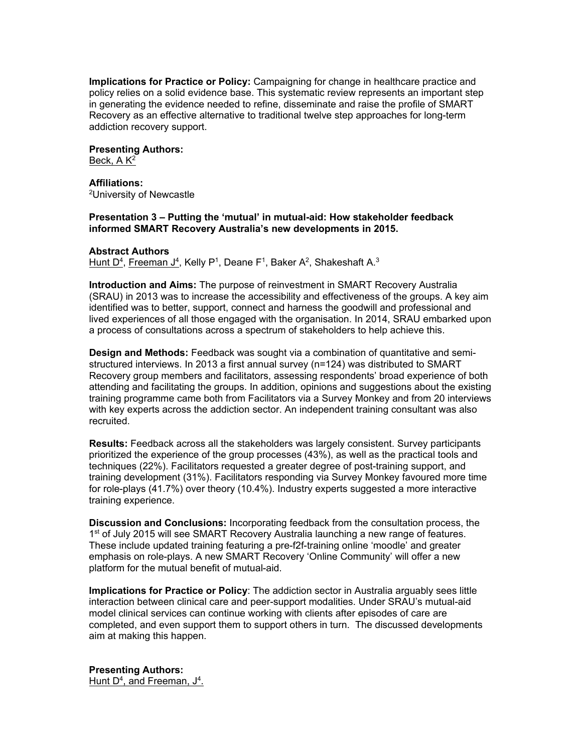**Implications for Practice or Policy:** Campaigning for change in healthcare practice and policy relies on a solid evidence base. This systematic review represents an important step in generating the evidence needed to refine, disseminate and raise the profile of SMART Recovery as an effective alternative to traditional twelve step approaches for long-term addiction recovery support.

**Presenting Authors:**
Beck, A K[2]

**Affiliations:**
[2]University of Newcastle

**Presentation 3 – Putting the 'mutual' in mutual-aid: How stakeholder feedback informed SMART Recovery Australia's new developments in 2015.**

**Abstract Authors**
Hunt D[4], Freeman J[4], Kelly P[1], Deane F[1], Baker A[2], Shakeshaft A.[3]

**Introduction and Aims:** The purpose of reinvestment in SMART Recovery Australia (SRAU) in 2013 was to increase the accessibility and effectiveness of the groups. A key aim identified was to better, support, connect and harness the goodwill and professional and lived experiences of all those engaged with the organisation. In 2014, SRAU embarked upon a process of consultations across a spectrum of stakeholders to help achieve this.

**Design and Methods:** Feedback was sought via a combination of quantitative and semi-structured interviews. In 2013 a first annual survey (n=124) was distributed to SMART Recovery group members and facilitators, assessing respondents' broad experience of both attending and facilitating the groups. In addition, opinions and suggestions about the existing training programme came both from Facilitators via a Survey Monkey and from 20 interviews with key experts across the addiction sector. An independent training consultant was also recruited.

**Results:** Feedback across all the stakeholders was largely consistent. Survey participants prioritized the experience of the group processes (43%), as well as the practical tools and techniques (22%). Facilitators requested a greater degree of post-training support, and training development (31%). Facilitators responding via Survey Monkey favoured more time for role-plays (41.7%) over theory (10.4%). Industry experts suggested a more interactive training experience.

**Discussion and Conclusions:** Incorporating feedback from the consultation process, the 1st of July 2015 will see SMART Recovery Australia launching a new range of features. These include updated training featuring a pre-f2f-training online 'moodle' and greater emphasis on role-plays. A new SMART Recovery 'Online Community' will offer a new platform for the mutual benefit of mutual-aid.

**Implications for Practice or Policy**: The addiction sector in Australia arguably sees little interaction between clinical care and peer-support modalities. Under SRAU's mutual-aid model clinical services can continue working with clients after episodes of care are completed, and even support them to support others in turn. The discussed developments aim at making this happen.

**Presenting Authors:**
Hunt D[4], and Freeman, J[4].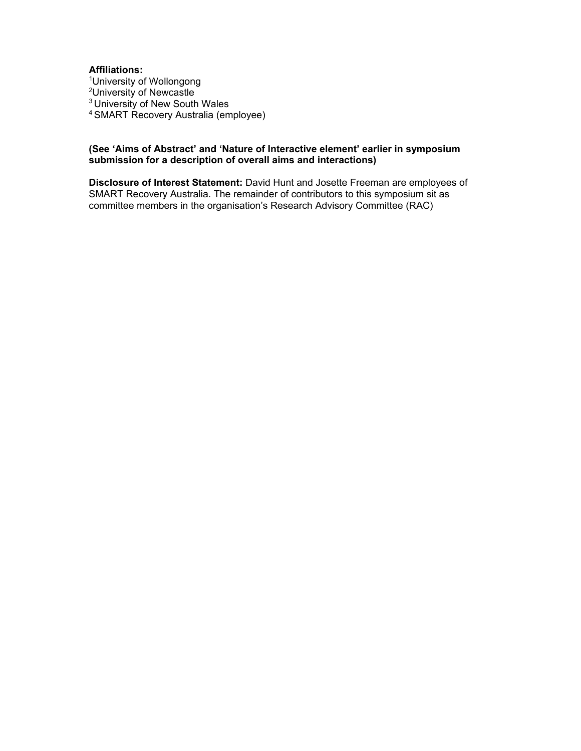**Affiliations:**
[1]University of Wollongong
[2]University of Newcastle
[3] University of New South Wales
[4] SMART Recovery Australia (employee)

**(See 'Aims of Abstract' and 'Nature of Interactive element' earlier in symposium submission for a description of overall aims and interactions)**

**Disclosure of Interest Statement:** David Hunt and Josette Freeman are employees of SMART Recovery Australia. The remainder of contributors to this symposium sit as committee members in the organisation's Research Advisory Committee (RAC)